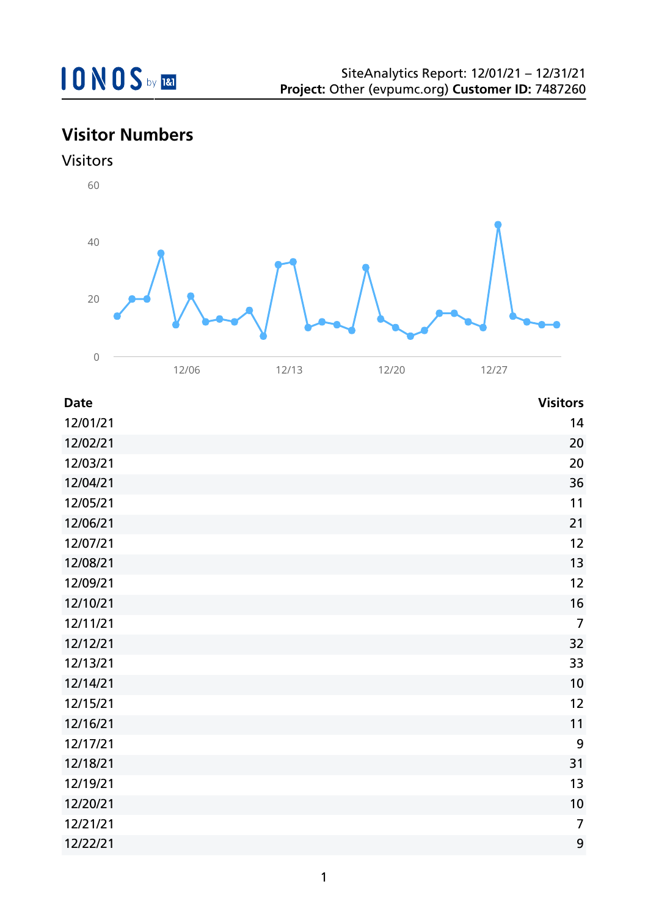SiteAnalytics Report: 12/01/21 – 12/31/21
**Project:** Other (evpumc.org) **Customer ID:** 7487260

## Visitor Numbers

### Visitors

| Date | Visitors |
|---|---|
| 12/01/21 | 14 |
| 12/02/21 | 20 |
| 12/03/21 | 20 |
| 12/04/21 | 36 |
| 12/05/21 | 11 |
| 12/06/21 | 21 |
| 12/07/21 | 12 |
| 12/08/21 | 13 |
| 12/09/21 | 12 |
| 12/10/21 | 16 |
| 12/11/21 | 7 |
| 12/12/21 | 32 |
| 12/13/21 | 33 |
| 12/14/21 | 10 |
| 12/15/21 | 12 |
| 12/16/21 | 11 |
| 12/17/21 | 9 |
| 12/18/21 | 31 |
| 12/19/21 | 13 |
| 12/20/21 | 10 |
| 12/21/21 | 7 |
| 12/22/21 | 9 |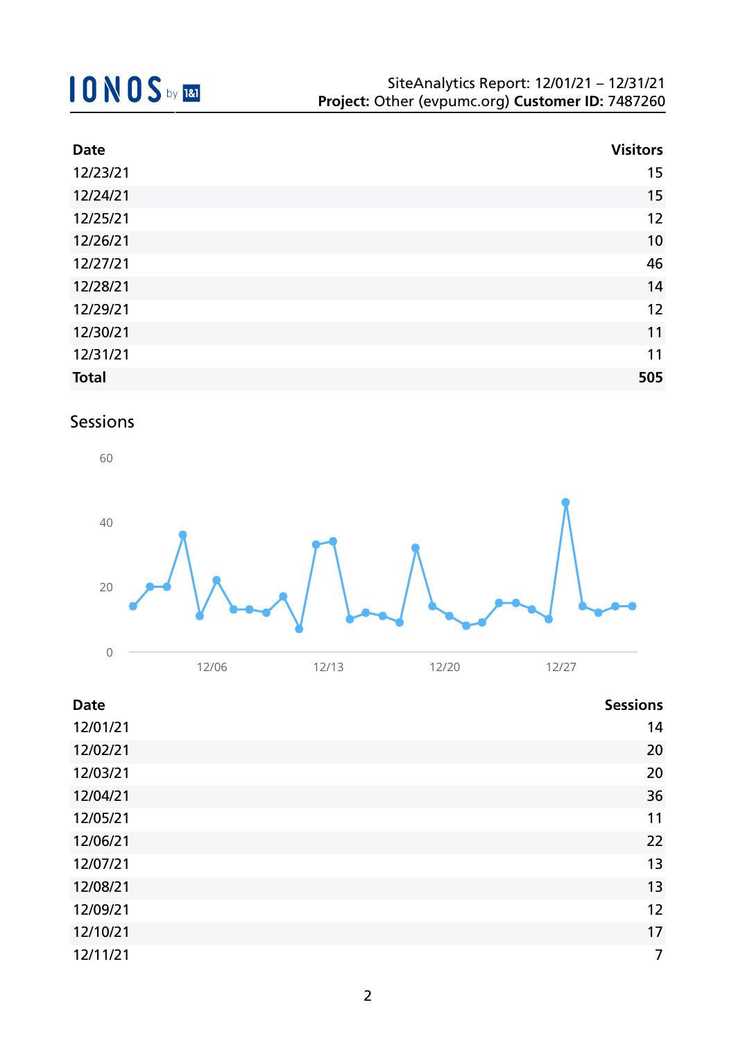| Date | Visitors |
|---|---|
| 12/23/21 | 15 |
| 12/24/21 | 15 |
| 12/25/21 | 12 |
| 12/26/21 | 10 |
| 12/27/21 | 46 |
| 12/28/21 | 14 |
| 12/29/21 | 12 |
| 12/30/21 | 11 |
| 12/31/21 | 11 |
| **Total** | **505** |

## Sessions

| Date | Sessions |
|---|---|
| 12/01/21 | 14 |
| 12/02/21 | 20 |
| 12/03/21 | 20 |
| 12/04/21 | 36 |
| 12/05/21 | 11 |
| 12/06/21 | 22 |
| 12/07/21 | 13 |
| 12/08/21 | 13 |
| 12/09/21 | 12 |
| 12/10/21 | 17 |
| 12/11/21 | 7 |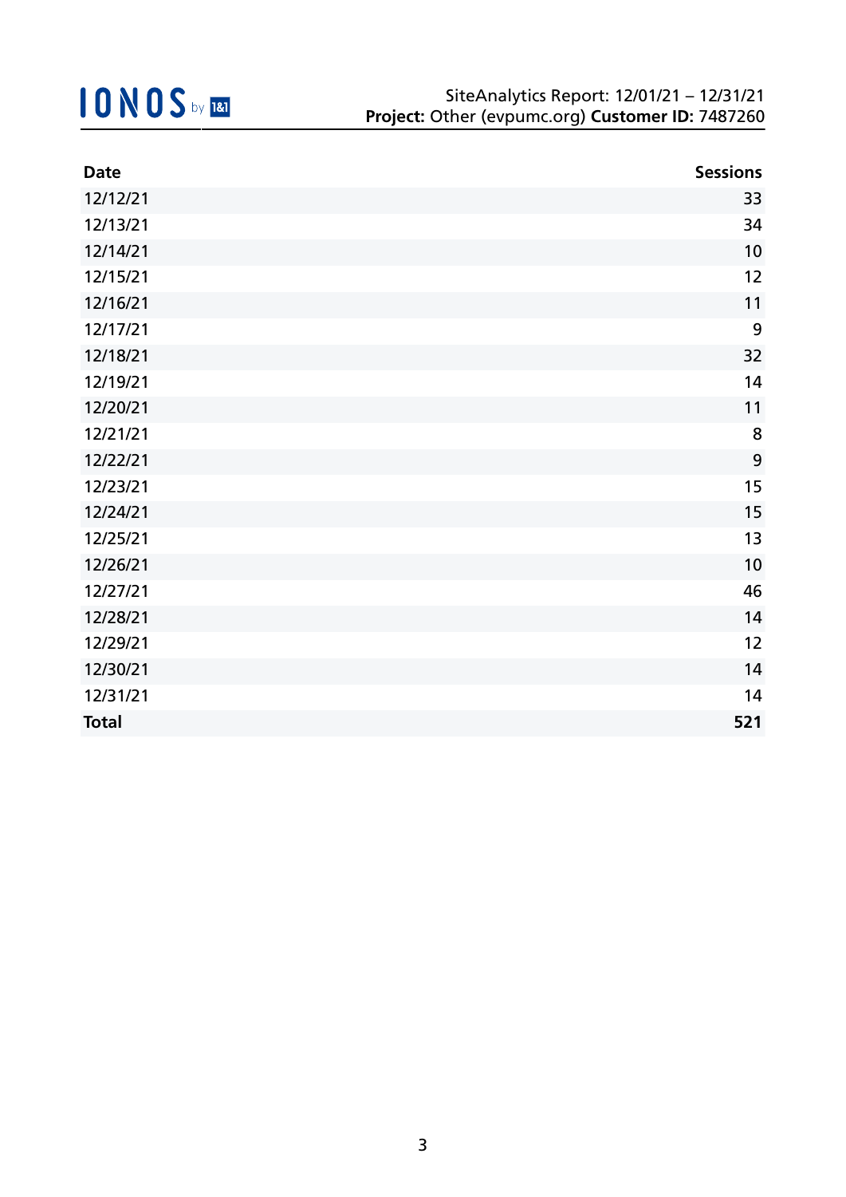| Date | Sessions |
|---|---|
| 12/12/21 | 33 |
| 12/13/21 | 34 |
| 12/14/21 | 10 |
| 12/15/21 | 12 |
| 12/16/21 | 11 |
| 12/17/21 | 9 |
| 12/18/21 | 32 |
| 12/19/21 | 14 |
| 12/20/21 | 11 |
| 12/21/21 | 8 |
| 12/22/21 | 9 |
| 12/23/21 | 15 |
| 12/24/21 | 15 |
| 12/25/21 | 13 |
| 12/26/21 | 10 |
| 12/27/21 | 46 |
| 12/28/21 | 14 |
| 12/29/21 | 12 |
| 12/30/21 | 14 |
| 12/31/21 | 14 |
| **Total** | **521** |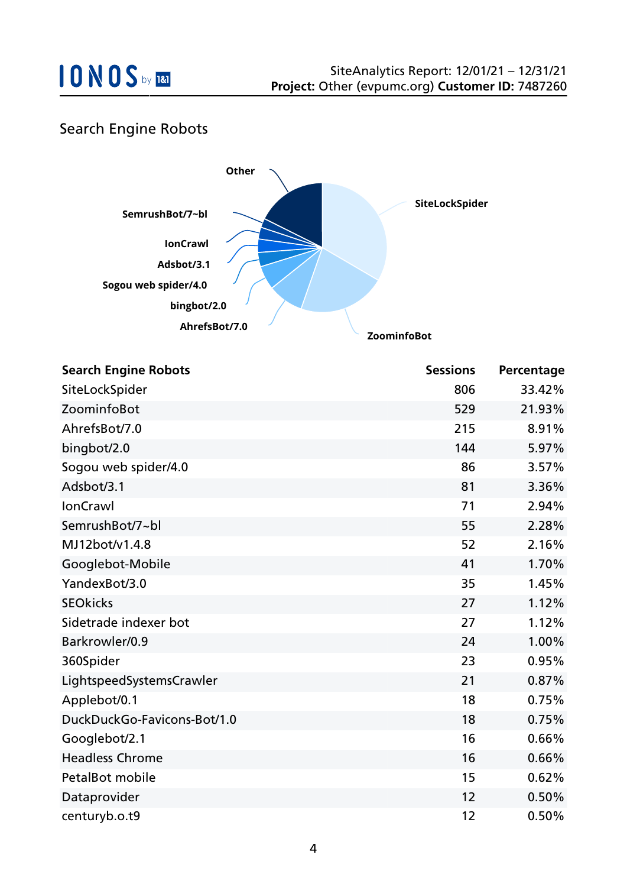## Search Engine Robots

| Search Engine Robots | Sessions | Percentage |
|---|---|---|
| SiteLockSpider | 806 | 33.42% |
| ZoominfoBot | 529 | 21.93% |
| AhrefsBot/7.0 | 215 | 8.91% |
| bingbot/2.0 | 144 | 5.97% |
| Sogou web spider/4.0 | 86 | 3.57% |
| Adsbot/3.1 | 81 | 3.36% |
| IonCrawl | 71 | 2.94% |
| SemrushBot/7~bl | 55 | 2.28% |
| MJ12bot/v1.4.8 | 52 | 2.16% |
| Googlebot-Mobile | 41 | 1.70% |
| YandexBot/3.0 | 35 | 1.45% |
| SEOkicks | 27 | 1.12% |
| Sidetrade indexer bot | 27 | 1.12% |
| Barkrowler/0.9 | 24 | 1.00% |
| 360Spider | 23 | 0.95% |
| LightspeedSystemsCrawler | 21 | 0.87% |
| Applebot/0.1 | 18 | 0.75% |
| DuckDuckGo-Favicons-Bot/1.0 | 18 | 0.75% |
| Googlebot/2.1 | 16 | 0.66% |
| Headless Chrome | 16 | 0.66% |
| PetalBot mobile | 15 | 0.62% |
| Dataprovider | 12 | 0.50% |
| centuryb.o.t9 | 12 | 0.50% |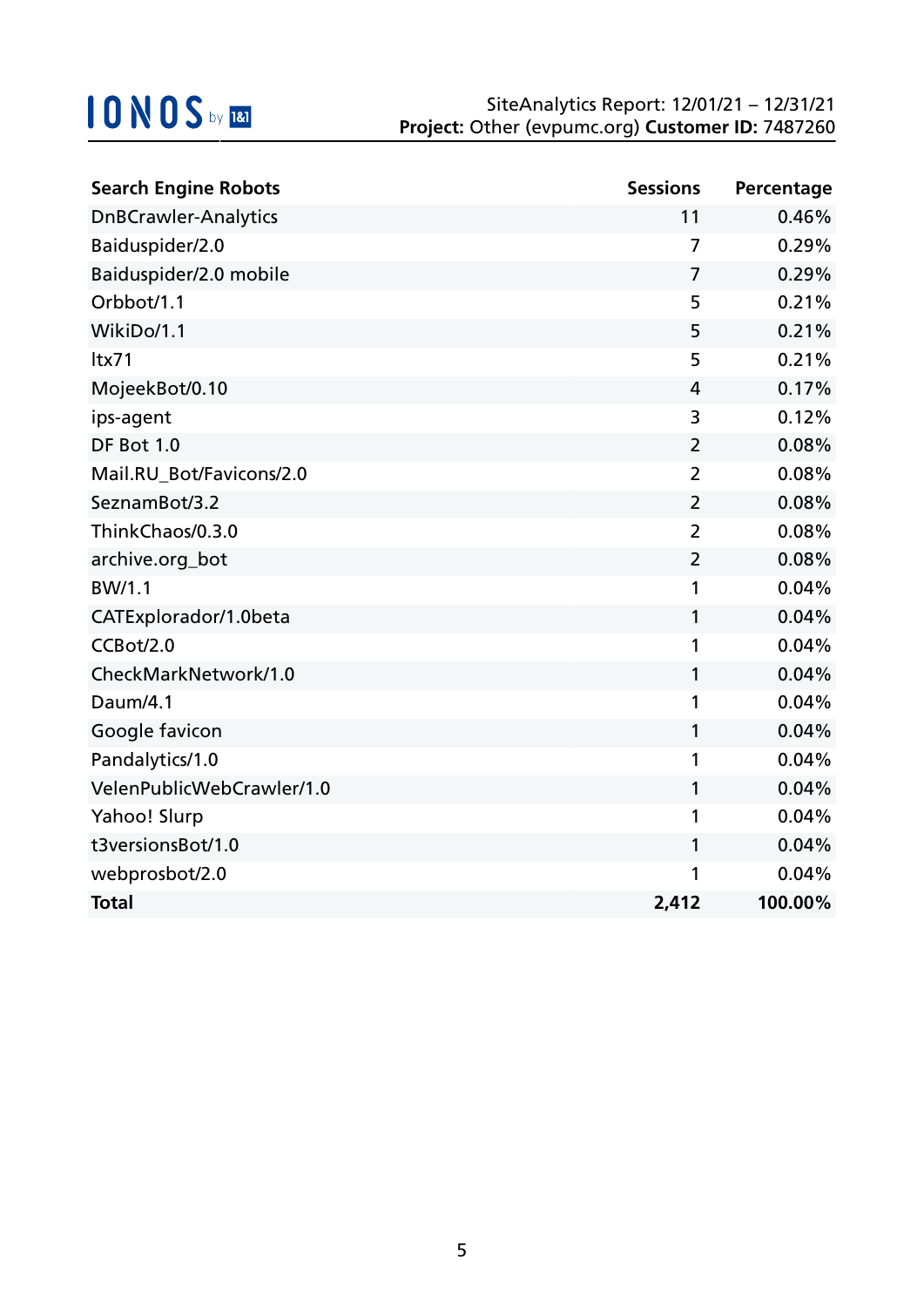| Search Engine Robots | Sessions | Percentage |
|---|---|---|
| DnBCrawler-Analytics | 11 | 0.46% |
| Baiduspider/2.0 | 7 | 0.29% |
| Baiduspider/2.0 mobile | 7 | 0.29% |
| Orbbot/1.1 | 5 | 0.21% |
| WikiDo/1.1 | 5 | 0.21% |
| ltx71 | 5 | 0.21% |
| MojeekBot/0.10 | 4 | 0.17% |
| ips-agent | 3 | 0.12% |
| DF Bot 1.0 | 2 | 0.08% |
| Mail.RU_Bot/Favicons/2.0 | 2 | 0.08% |
| SeznamBot/3.2 | 2 | 0.08% |
| ThinkChaos/0.3.0 | 2 | 0.08% |
| archive.org_bot | 2 | 0.08% |
| BW/1.1 | 1 | 0.04% |
| CATExplorador/1.0beta | 1 | 0.04% |
| CCBot/2.0 | 1 | 0.04% |
| CheckMarkNetwork/1.0 | 1 | 0.04% |
| Daum/4.1 | 1 | 0.04% |
| Google favicon | 1 | 0.04% |
| Pandalytics/1.0 | 1 | 0.04% |
| VelenPublicWebCrawler/1.0 | 1 | 0.04% |
| Yahoo! Slurp | 1 | 0.04% |
| t3versionsBot/1.0 | 1 | 0.04% |
| webprosbot/2.0 | 1 | 0.04% |
| **Total** | **2,412** | **100.00%** |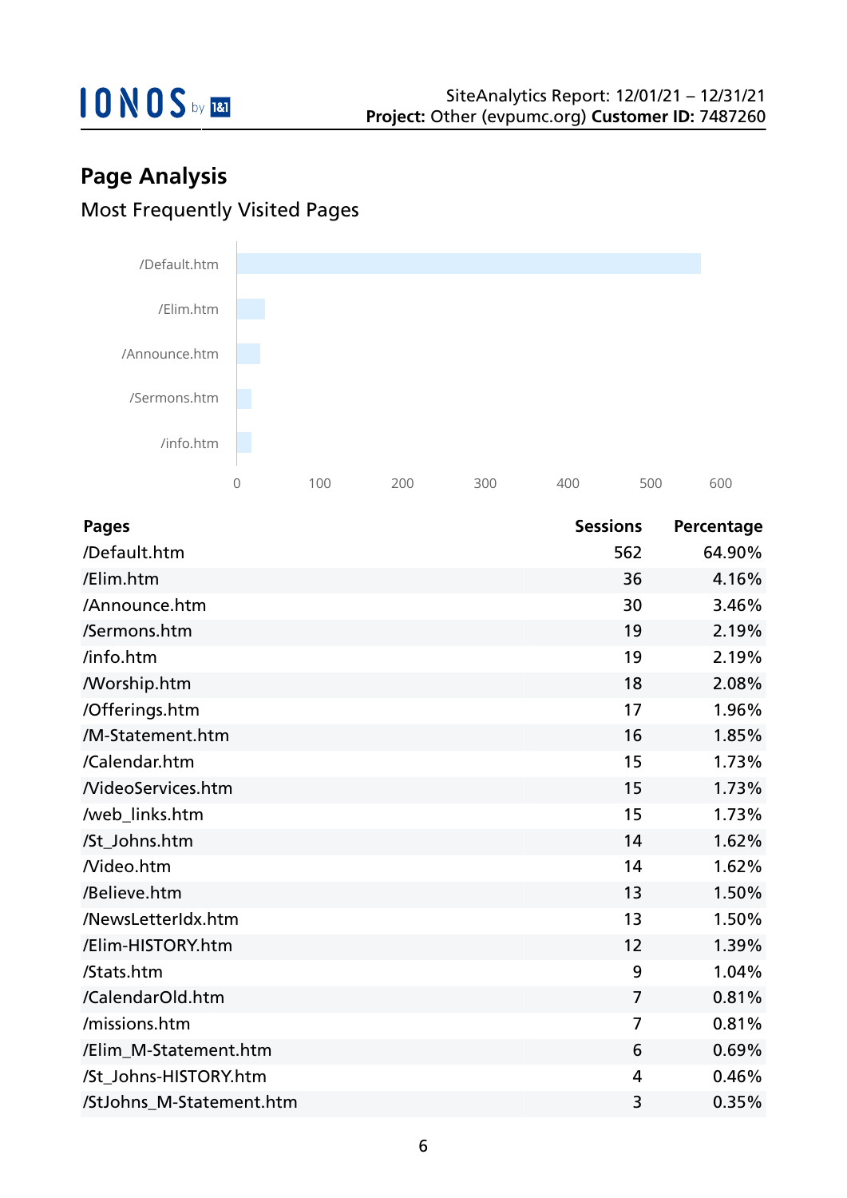## Page Analysis

### Most Frequently Visited Pages

| Pages | Sessions | Percentage |
|---|---|---|
| /Default.htm | 562 | 64.90% |
| /Elim.htm | 36 | 4.16% |
| /Announce.htm | 30 | 3.46% |
| /Sermons.htm | 19 | 2.19% |
| /info.htm | 19 | 2.19% |
| /Worship.htm | 18 | 2.08% |
| /Offerings.htm | 17 | 1.96% |
| /M-Statement.htm | 16 | 1.85% |
| /Calendar.htm | 15 | 1.73% |
| /VideoServices.htm | 15 | 1.73% |
| /web_links.htm | 15 | 1.73% |
| /St_Johns.htm | 14 | 1.62% |
| /Video.htm | 14 | 1.62% |
| /Believe.htm | 13 | 1.50% |
| /NewsLetterIdx.htm | 13 | 1.50% |
| /Elim-HISTORY.htm | 12 | 1.39% |
| /Stats.htm | 9 | 1.04% |
| /CalendarOld.htm | 7 | 0.81% |
| /missions.htm | 7 | 0.81% |
| /Elim_M-Statement.htm | 6 | 0.69% |
| /St_Johns-HISTORY.htm | 4 | 0.46% |
| /StJohns_M-Statement.htm | 3 | 0.35% |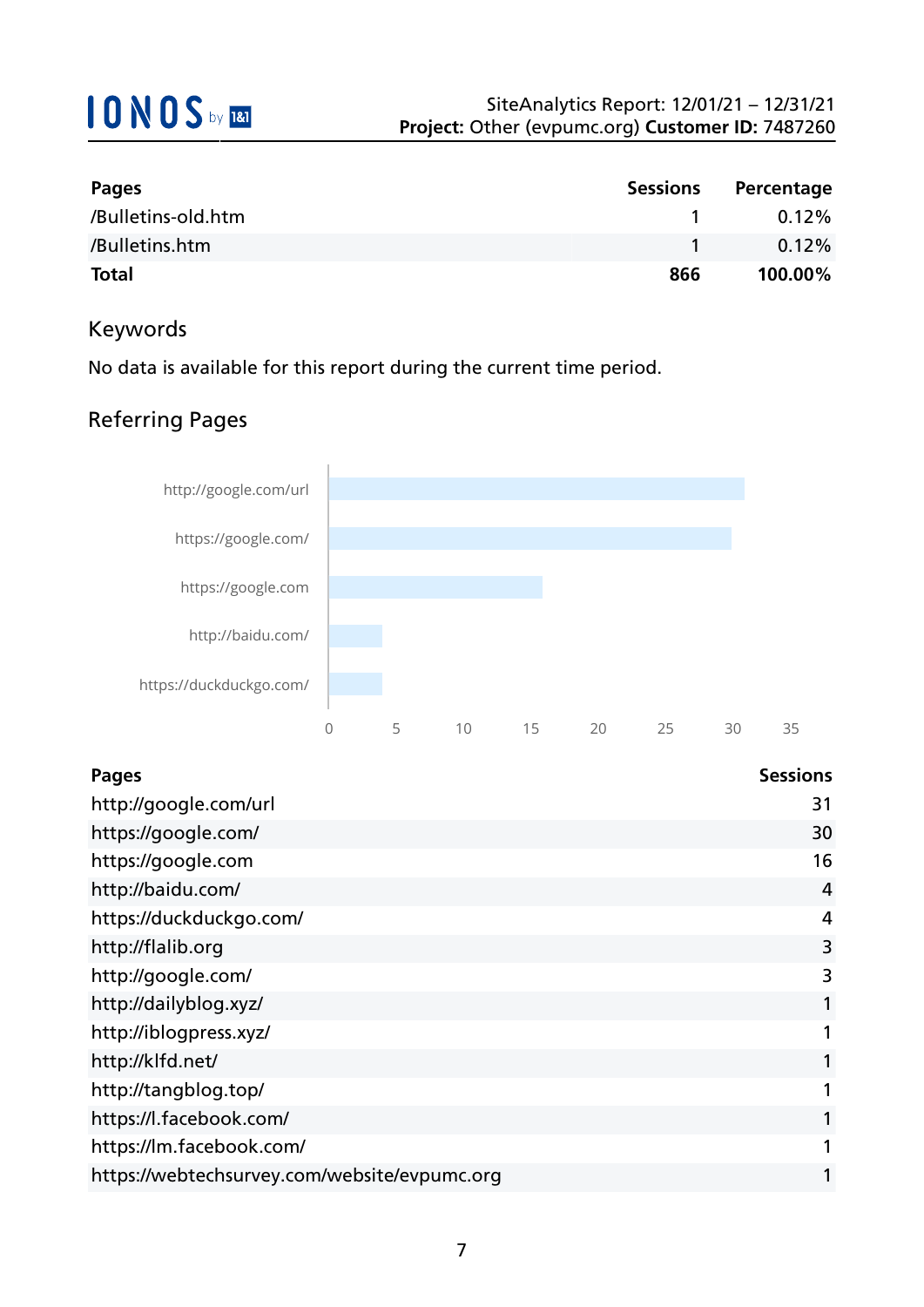| Pages | Sessions | Percentage |
|---|---|---|
| /Bulletins-old.htm | 1 | 0.12% |
| /Bulletins.htm | 1 | 0.12% |
| **Total** | **866** | **100.00%** |

## Keywords

No data is available for this report during the current time period.

## Referring Pages

| Pages | Sessions |
|---|---|
| http://google.com/url | 31 |
| https://google.com/ | 30 |
| https://google.com | 16 |
| http://baidu.com/ | 4 |
| https://duckduckgo.com/ | 4 |
| http://flalib.org | 3 |
| http://google.com/ | 3 |
| http://dailyblog.xyz/ | 1 |
| http://iblogpress.xyz/ | 1 |
| http://klfd.net/ | 1 |
| http://tangblog.top/ | 1 |
| https://l.facebook.com/ | 1 |
| https://lm.facebook.com/ | 1 |
| https://webtechsurvey.com/website/evpumc.org | 1 |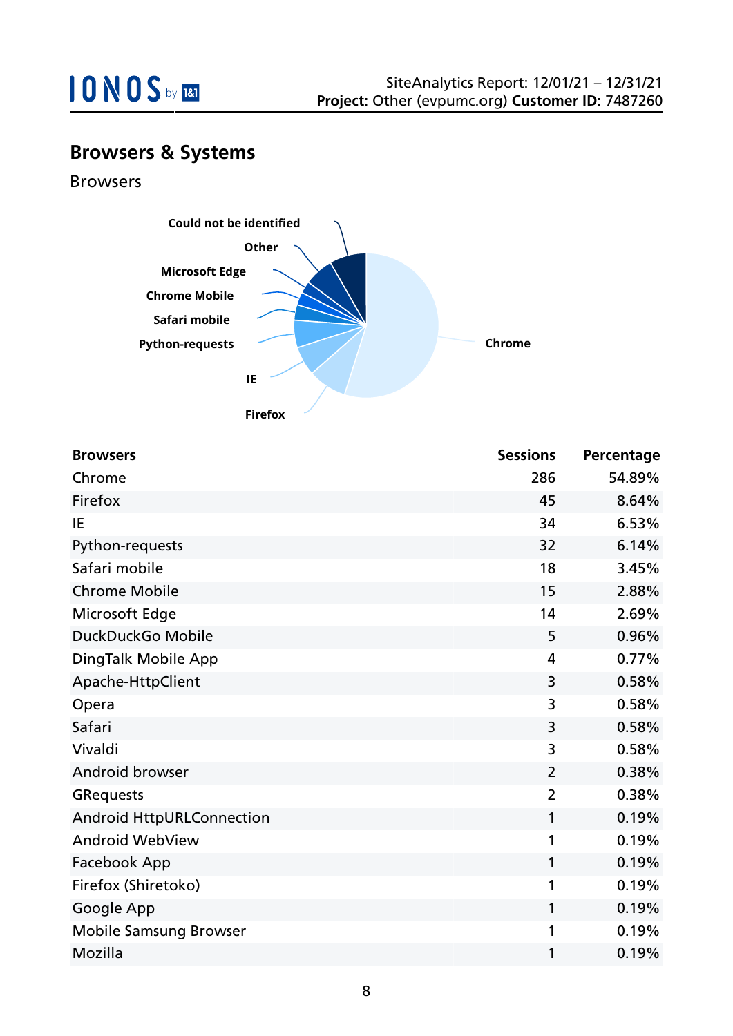## Browsers & Systems

### Browsers

| Browsers | Sessions | Percentage |
| --- | --- | --- |
| Chrome | 286 | 54.89% |
| Firefox | 45 | 8.64% |
| IE | 34 | 6.53% |
| Python-requests | 32 | 6.14% |
| Safari mobile | 18 | 3.45% |
| Chrome Mobile | 15 | 2.88% |
| Microsoft Edge | 14 | 2.69% |
| DuckDuckGo Mobile | 5 | 0.96% |
| DingTalk Mobile App | 4 | 0.77% |
| Apache-HttpClient | 3 | 0.58% |
| Opera | 3 | 0.58% |
| Safari | 3 | 0.58% |
| Vivaldi | 3 | 0.58% |
| Android browser | 2 | 0.38% |
| GRequests | 2 | 0.38% |
| Android HttpURLConnection | 1 | 0.19% |
| Android WebView | 1 | 0.19% |
| Facebook App | 1 | 0.19% |
| Firefox (Shiretoko) | 1 | 0.19% |
| Google App | 1 | 0.19% |
| Mobile Samsung Browser | 1 | 0.19% |
| Mozilla | 1 | 0.19% |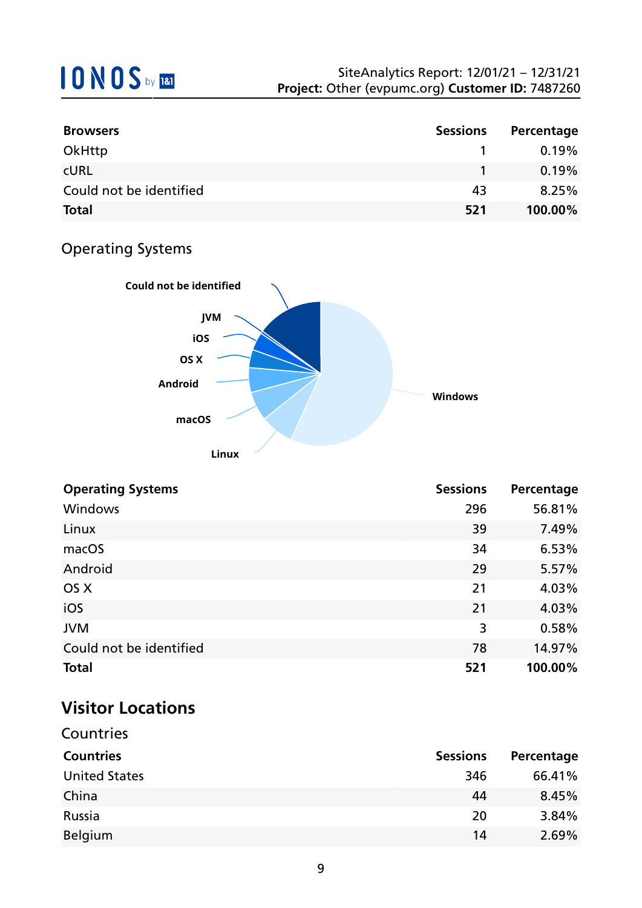| Browsers | Sessions | Percentage |
|---|---|---|
| OkHttp | 1 | 0.19% |
| cURL | 1 | 0.19% |
| Could not be identified | 43 | 8.25% |
| **Total** | **521** | **100.00%** |

### Operating Systems

| Operating Systems | Sessions | Percentage |
|---|---|---|
| Windows | 296 | 56.81% |
| Linux | 39 | 7.49% |
| macOS | 34 | 6.53% |
| Android | 29 | 5.57% |
| OS X | 21 | 4.03% |
| iOS | 21 | 4.03% |
| JVM | 3 | 0.58% |
| Could not be identified | 78 | 14.97% |
| **Total** | **521** | **100.00%** |

## Visitor Locations

### Countries

| Countries | Sessions | Percentage |
|---|---|---|
| United States | 346 | 66.41% |
| China | 44 | 8.45% |
| Russia | 20 | 3.84% |
| Belgium | 14 | 2.69% |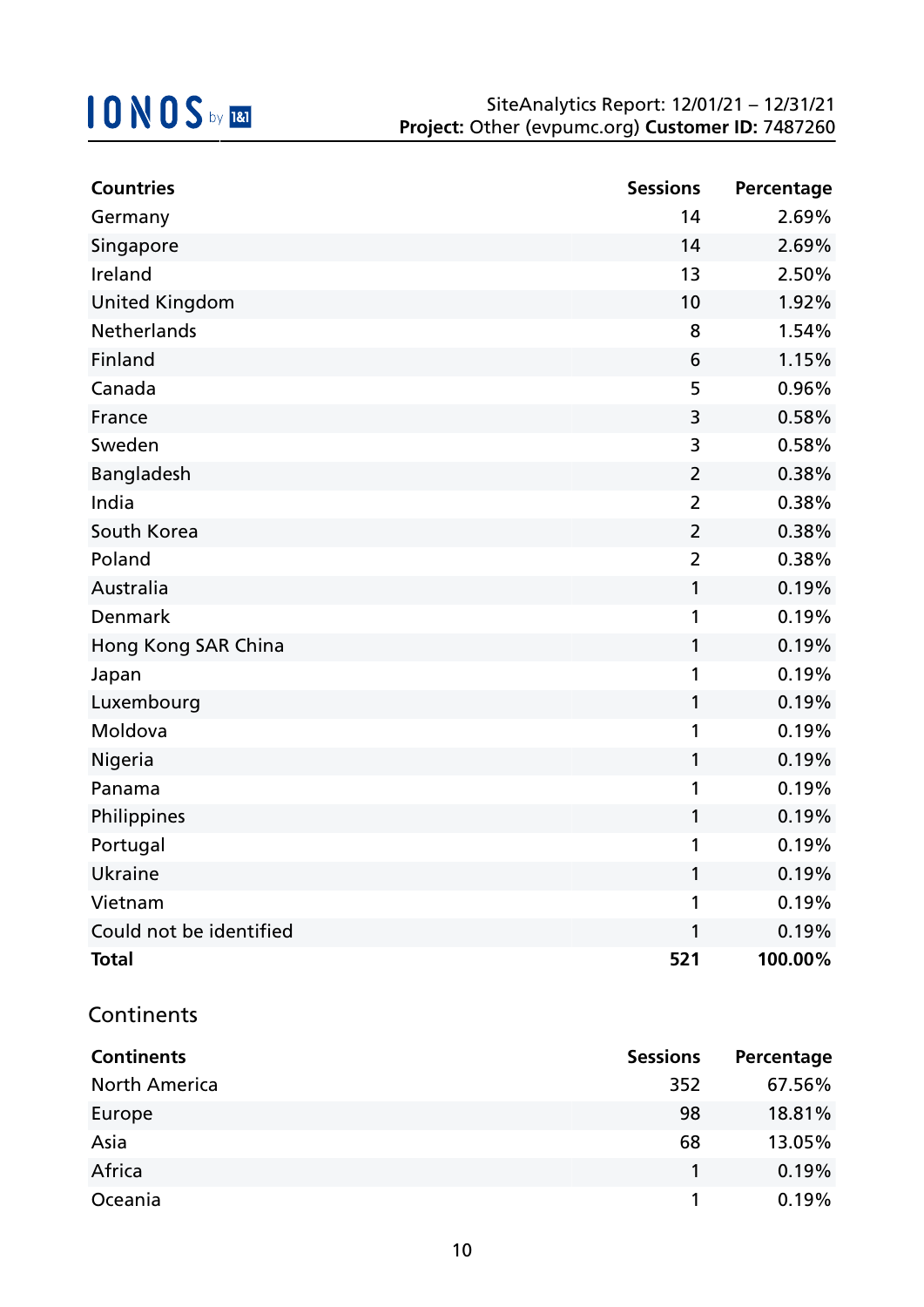| Countries | Sessions | Percentage |
|---|---|---|
| Germany | 14 | 2.69% |
| Singapore | 14 | 2.69% |
| Ireland | 13 | 2.50% |
| United Kingdom | 10 | 1.92% |
| Netherlands | 8 | 1.54% |
| Finland | 6 | 1.15% |
| Canada | 5 | 0.96% |
| France | 3 | 0.58% |
| Sweden | 3 | 0.58% |
| Bangladesh | 2 | 0.38% |
| India | 2 | 0.38% |
| South Korea | 2 | 0.38% |
| Poland | 2 | 0.38% |
| Australia | 1 | 0.19% |
| Denmark | 1 | 0.19% |
| Hong Kong SAR China | 1 | 0.19% |
| Japan | 1 | 0.19% |
| Luxembourg | 1 | 0.19% |
| Moldova | 1 | 0.19% |
| Nigeria | 1 | 0.19% |
| Panama | 1 | 0.19% |
| Philippines | 1 | 0.19% |
| Portugal | 1 | 0.19% |
| Ukraine | 1 | 0.19% |
| Vietnam | 1 | 0.19% |
| Could not be identified | 1 | 0.19% |
| **Total** | **521** | **100.00%** |

## Continents

| Continents | Sessions | Percentage |
|---|---|---|
| North America | 352 | 67.56% |
| Europe | 98 | 18.81% |
| Asia | 68 | 13.05% |
| Africa | 1 | 0.19% |
| Oceania | 1 | 0.19% |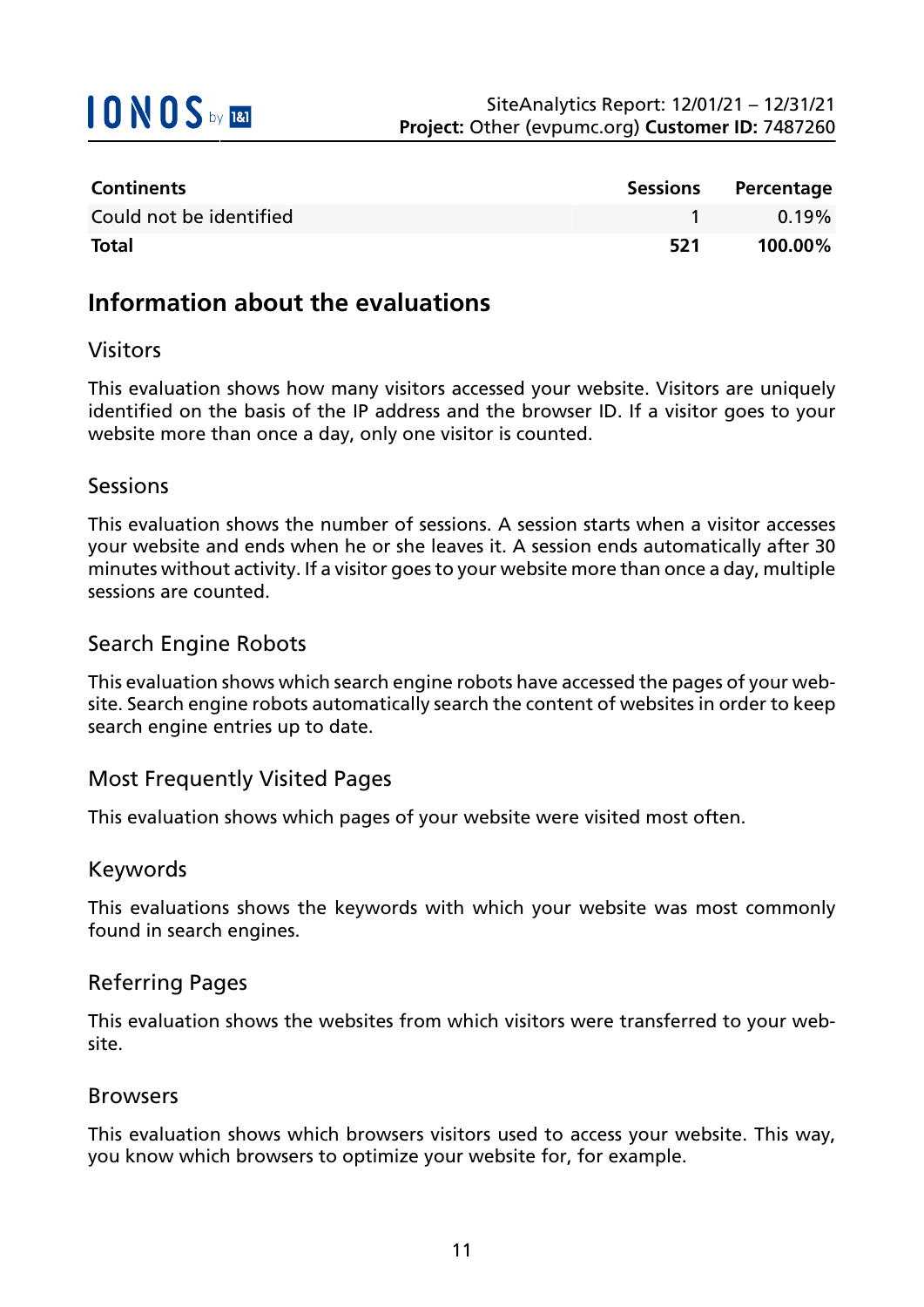| Continents | Sessions | Percentage |
|---|---|---|
| Could not be identified | 1 | 0.19% |
| **Total** | **521** | **100.00%** |

## Information about the evaluations

### Visitors

This evaluation shows how many visitors accessed your website. Visitors are uniquely identified on the basis of the IP address and the browser ID. If a visitor goes to your website more than once a day, only one visitor is counted.

### Sessions

This evaluation shows the number of sessions. A session starts when a visitor accesses your website and ends when he or she leaves it. A session ends automatically after 30 minutes without activity. If a visitor goes to your website more than once a day, multiple sessions are counted.

### Search Engine Robots

This evaluation shows which search engine robots have accessed the pages of your website. Search engine robots automatically search the content of websites in order to keep search engine entries up to date.

### Most Frequently Visited Pages

This evaluation shows which pages of your website were visited most often.

### Keywords

This evaluations shows the keywords with which your website was most commonly found in search engines.

### Referring Pages

This evaluation shows the websites from which visitors were transferred to your website.

### Browsers

This evaluation shows which browsers visitors used to access your website. This way, you know which browsers to optimize your website for, for example.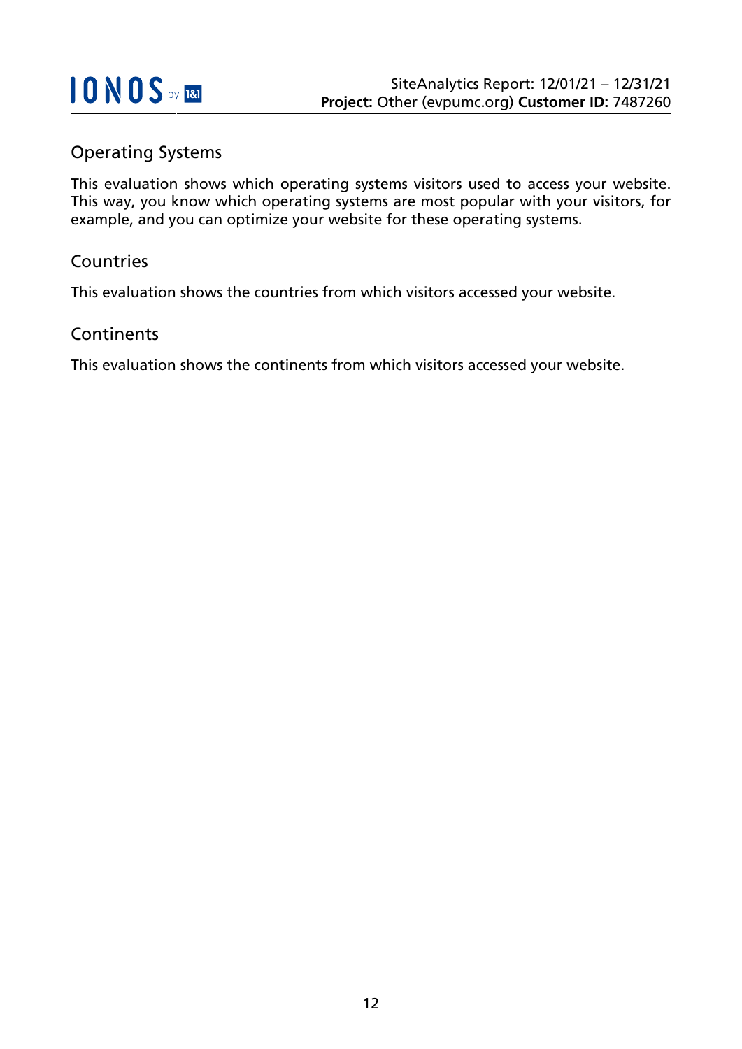## Operating Systems

This evaluation shows which operating systems visitors used to access your website. This way, you know which operating systems are most popular with your visitors, for example, and you can optimize your website for these operating systems.

## Countries

This evaluation shows the countries from which visitors accessed your website.

## Continents

This evaluation shows the continents from which visitors accessed your website.